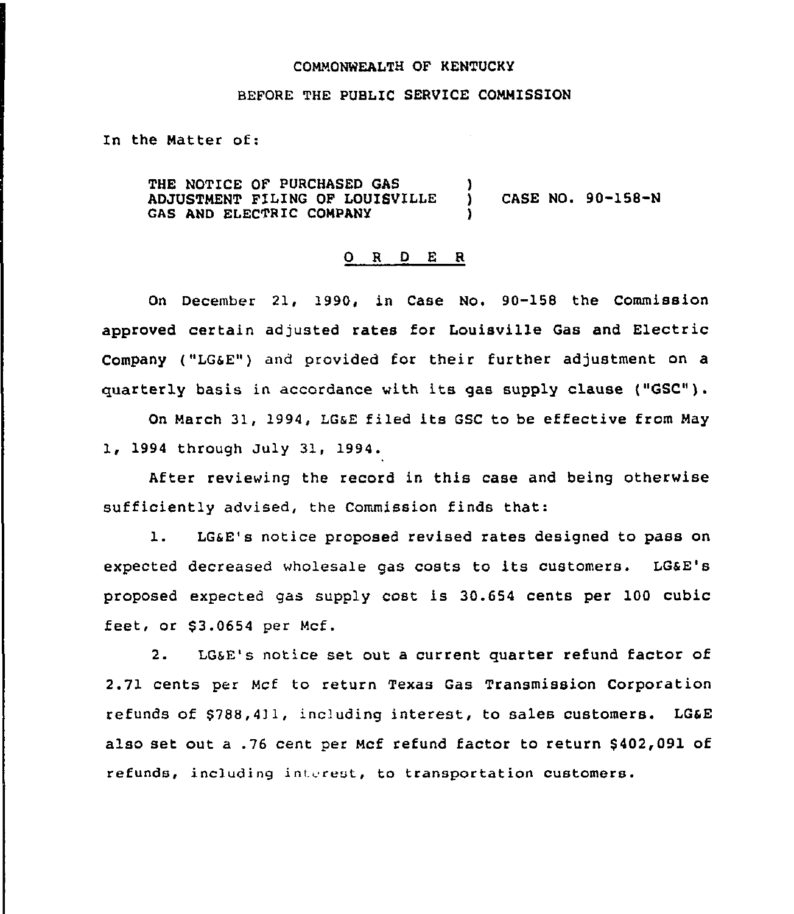COMMONWEALTH OF KENTUCKY

BEFORE THE PUBLIC SERVICE COMMISSION

In the Matter of:

THE NOTICE OF PURCHASED GAS ADJUSTMENT FILING OF LOUISVILLE GAS AND ELECTRIC COMPANY ) CASE NO. 90-158-N

# O R D E R

On December 21, 1990, in Case No. 90-158 the Commission approved certain adjusted rates for Louisville Gas and Electric Company ("LG&E") and provided for their further adjustment on a quarterly basis in accordance with its gas supply clause ("GSC").

On March 31, 1994, LG&E filed its GSC to be effective from May 1, 1994 through July 31, 1994.

After reviewing the record in this case and being otherwise sufficiently advised, the Commission finds that:

1. LG&E's notice proposed revised rates designed to pass on expected decreased wholesale gas costs to its customers. LG&E's proposed expected gas supply cost is 30.654 cents per 100 cubic feet, or $3.0654 per Mcf.

2. LG&E's notice set out a current quarter refund factor of 2.71 cents per Mcf to return Texas Gas Transmission Corporation refunds of $788,411, including interest, to sales customers. LG&E also set out a .76 cent per Mcf refund factor to return $402,091 of refunds, including interest, to transportation customers.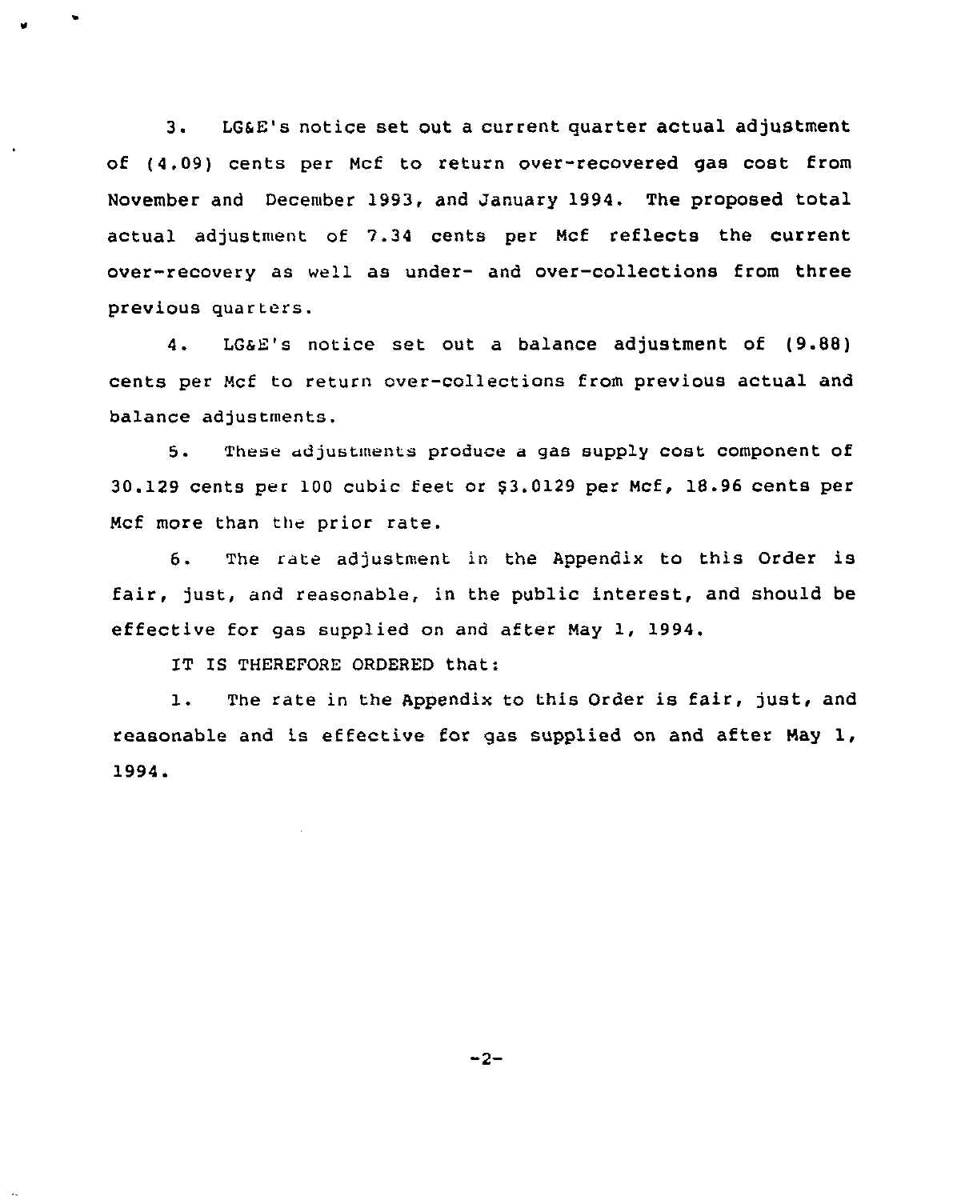3. LG&E's notice set out a current quarter actual adjustment of (4.09) cents per Mcf to return over-recovered gas cost from November and December 1993, and January 1994. The proposed total actual adjustment of 7.34 cents per Mcf reflects the current over-recovery as well as under- and over-collections from three previous quarters.

4. LG&E's notice set out a balance adjustment of (9.88) cents per Mcf to return over-collections from previous actual and balance adjustments.

5. These adjustments produce a gas supply cost component of 30.129 cents per 100 cubic feet or $3.0129 per Mcf, 18.96 cents per Mcf more than the prior rate.

6. The rate adjustment in the Appendix to this Order is fair, just, and reasonable, in the public interest, and should be effective for gas supplied on and after May 1, 1994.

IT IS THEREFORE ORDERED that:

1. The rate in the Appendix to this Order is fair, just, and reasonable and is effective for gas supplied on and after May 1, 1994.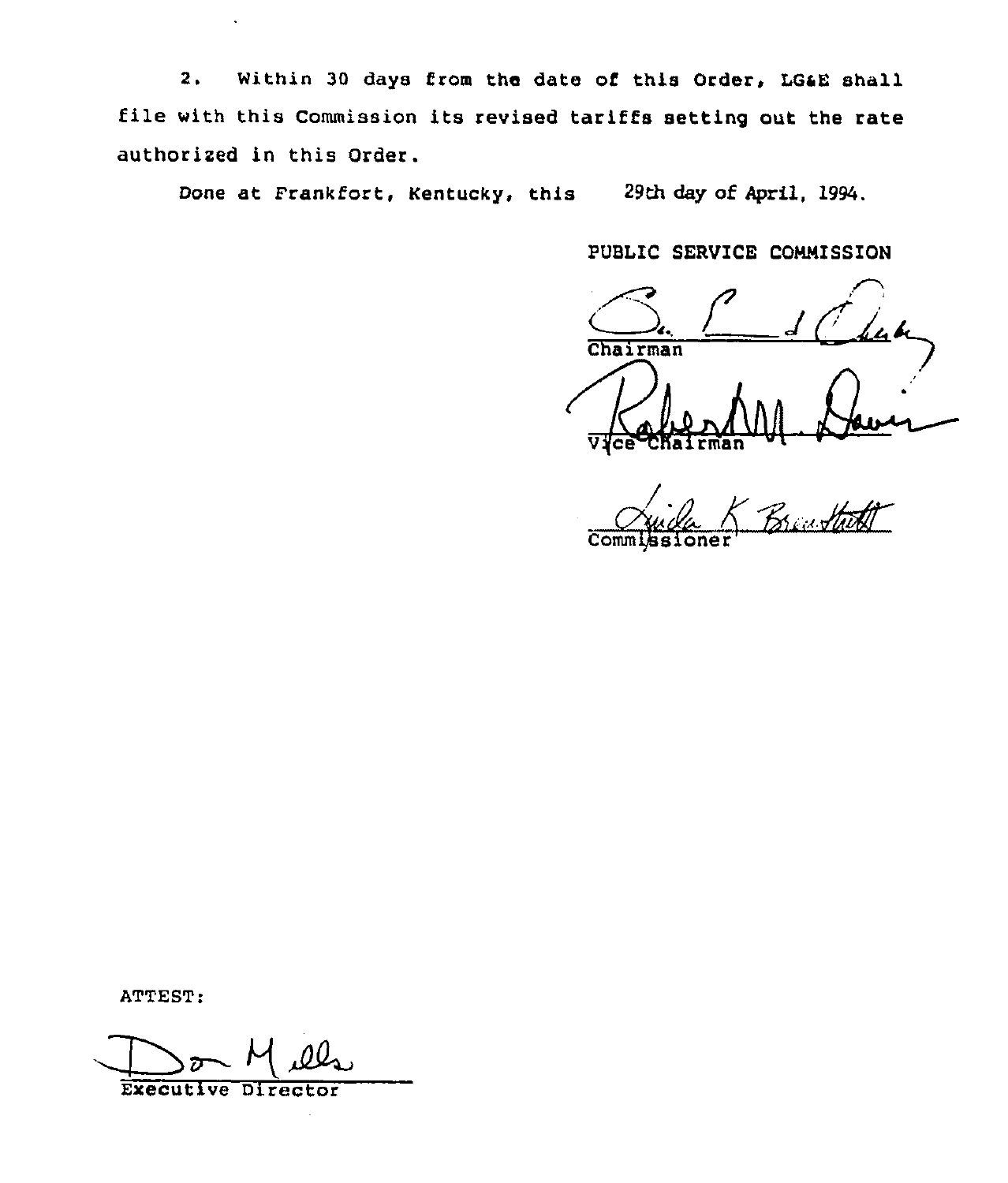2. Within 30 days from the date of this Order, LG&E shall file with this Commission its revised tariffs setting out the rate authorized in this Order.

Done at Frankfort, Kentucky, this 29th day of April, 1994.

PUBLIC SERVICE COMMISSION

Chairman

Vice Chairman

Commissioner

ATTEST:

Executive Director